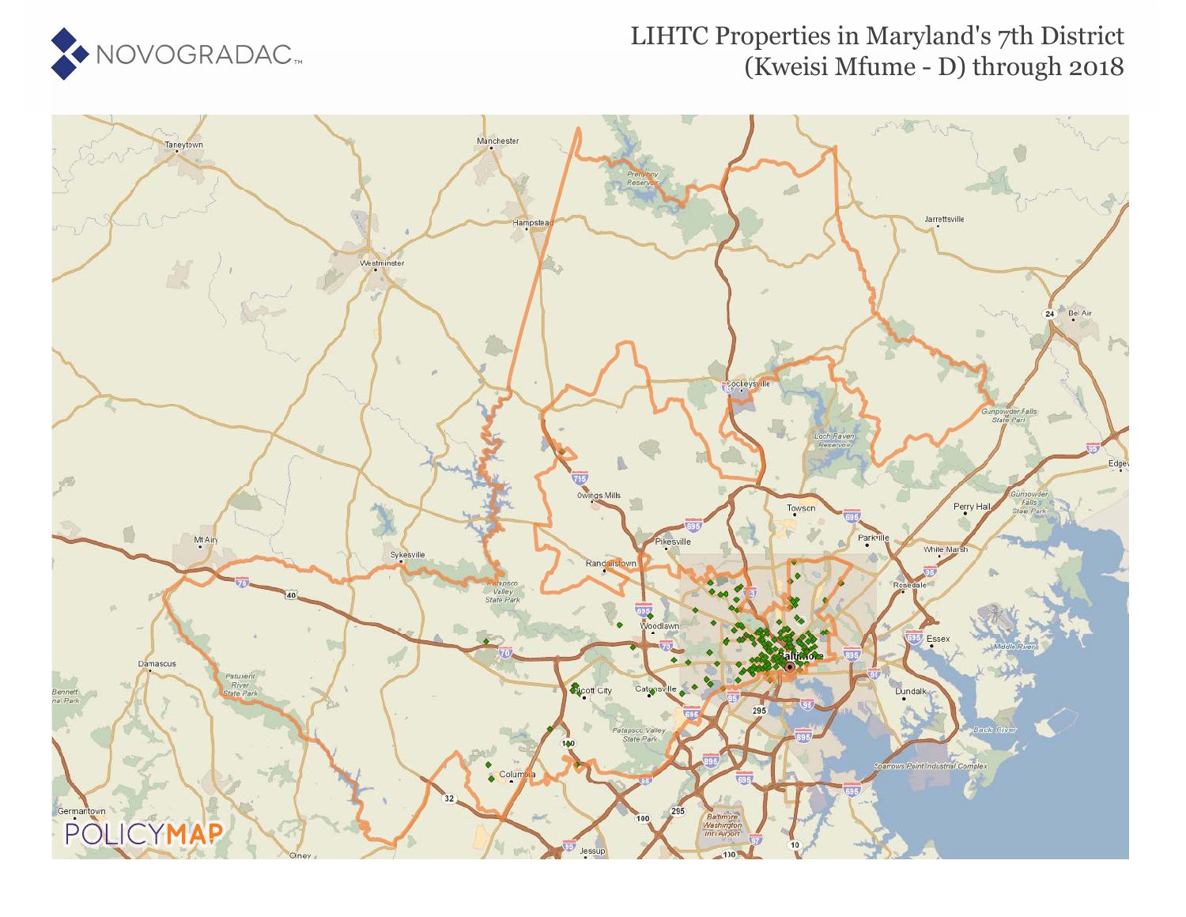# LIHTC Properties in Maryland's 7th District (Kweisi Mfume - D) through 2018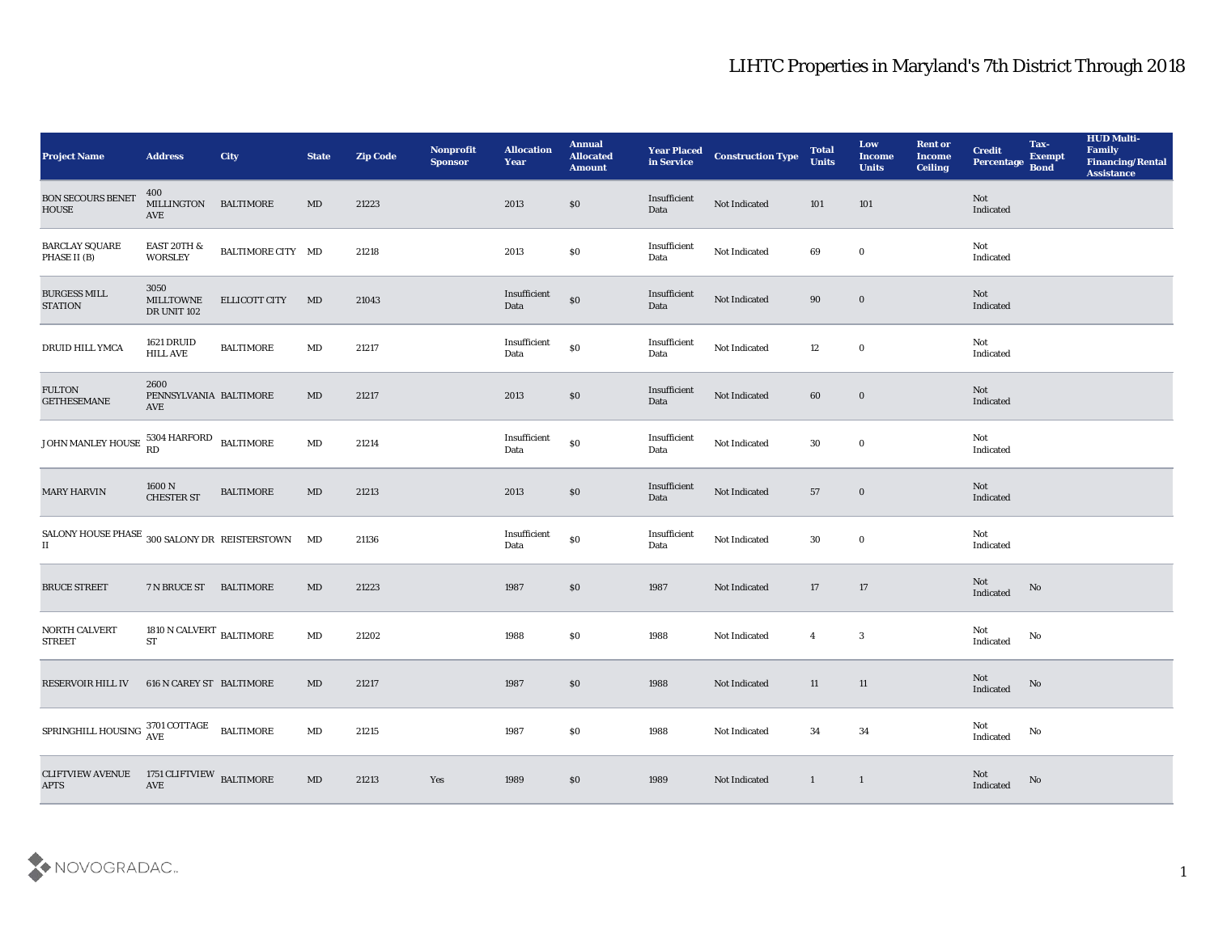# LIHTC Properties in Maryland's 7th District Through 2018

| Project Name | Address | City | State | Zip Code | Nonprofit Sponsor | Allocation Year | Annual Allocated Amount | Year Placed in Service | Construction Type | Total Units | Low Income Units | Rent or Income Ceiling | Credit Percentage | Tax-Exempt Bond | HUD Multi-Family Financing/Rental Assistance |
|---|---|---|---|---|---|---|---|---|---|---|---|---|---|---|---|
| BON SECOURS BENET HOUSE | 400 MILLINGTON AVE | BALTIMORE | MD | 21223 | | 2013 | $0 | Insufficient Data | Not Indicated | 101 | 101 | | Not Indicated | | |
| BARCLAY SQUARE PHASE II (B) | EAST 20TH & WORSLEY | BALTIMORE CITY | MD | 21218 | | 2013 | $0 | Insufficient Data | Not Indicated | 69 | 0 | | Not Indicated | | |
| BURGESS MILL STATION | 3050 MILLTOWNE DR UNIT 102 | ELLICOTT CITY | MD | 21043 | | Insufficient Data | $0 | Insufficient Data | Not Indicated | 90 | 0 | | Not Indicated | | |
| DRUID HILL YMCA | 1621 DRUID HILL AVE | BALTIMORE | MD | 21217 | | Insufficient Data | $0 | Insufficient Data | Not Indicated | 12 | 0 | | Not Indicated | | |
| FULTON GETHESEMANE | 2600 PENNSYLVANIA AVE | BALTIMORE | MD | 21217 | | 2013 | $0 | Insufficient Data | Not Indicated | 60 | 0 | | Not Indicated | | |
| JOHN MANLEY HOUSE | 5304 HARFORD RD | BALTIMORE | MD | 21214 | | Insufficient Data | $0 | Insufficient Data | Not Indicated | 30 | 0 | | Not Indicated | | |
| MARY HARVIN | 1600 N CHESTER ST | BALTIMORE | MD | 21213 | | 2013 | $0 | Insufficient Data | Not Indicated | 57 | 0 | | Not Indicated | | |
| SALONY HOUSE PHASE II | 300 SALONY DR | REISTERSTOWN | MD | 21136 | | Insufficient Data | $0 | Insufficient Data | Not Indicated | 30 | 0 | | Not Indicated | | |
| BRUCE STREET | 7 N BRUCE ST | BALTIMORE | MD | 21223 | | 1987 | $0 | 1987 | Not Indicated | 17 | 17 | | Not Indicated | No | |
| NORTH CALVERT STREET | 1810 N CALVERT ST | BALTIMORE | MD | 21202 | | 1988 | $0 | 1988 | Not Indicated | 4 | 3 | | Not Indicated | No | |
| RESERVOIR HILL IV | 616 N CAREY ST | BALTIMORE | MD | 21217 | | 1987 | $0 | 1988 | Not Indicated | 11 | 11 | | Not Indicated | No | |
| SPRINGHILL HOUSING | 3701 COTTAGE AVE | BALTIMORE | MD | 21215 | | 1987 | $0 | 1988 | Not Indicated | 34 | 34 | | Not Indicated | No | |
| CLIFTVIEW AVENUE APTS | 1751 CLIFTVIEW AVE | BALTIMORE | MD | 21213 | Yes | 1989 | $0 | 1989 | Not Indicated | 1 | 1 | | Not Indicated | No | |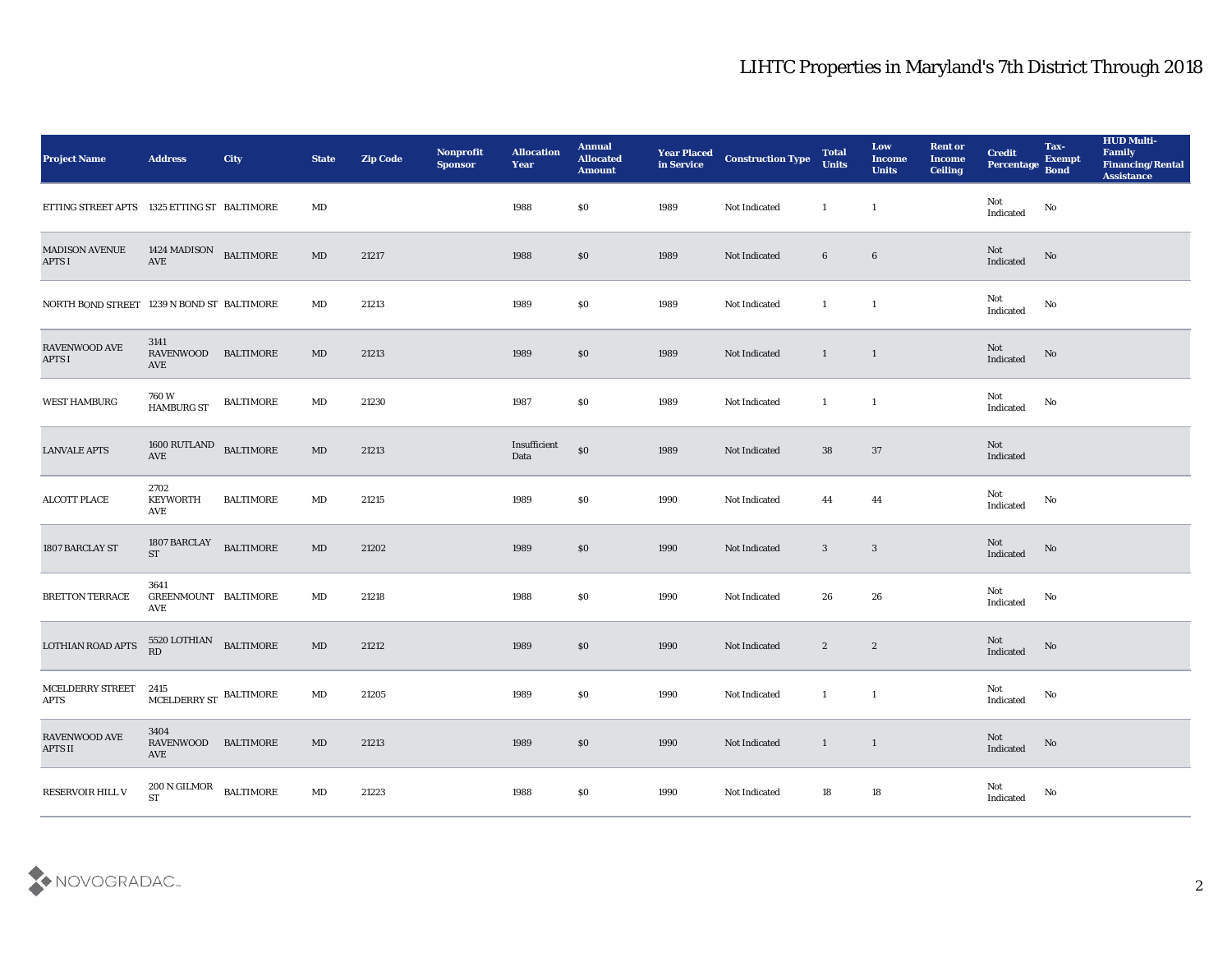# LIHTC Properties in Maryland's 7th District Through 2018

| Project Name | Address | City | State | Zip Code | Nonprofit Sponsor | Allocation Year | Annual Allocated Amount | Year Placed in Service | Construction Type | Total Units | Low Income Units | Rent or Income Ceiling | Credit Percentage | Tax-Exempt Bond | HUD Multi-Family Financing/Rental Assistance |
|---|---|---|---|---|---|---|---|---|---|---|---|---|---|---|---|
| ETTING STREET APTS | 1325 ETTING ST | BALTIMORE | MD | | | 1988 | $0 | 1989 | Not Indicated | 1 | 1 | | Not Indicated | No | |
| MADISON AVENUE APTS I | 1424 MADISON AVE | BALTIMORE | MD | 21217 | | 1988 | $0 | 1989 | Not Indicated | 6 | 6 | | Not Indicated | No | |
| NORTH BOND STREET | 1239 N BOND ST | BALTIMORE | MD | 21213 | | 1989 | $0 | 1989 | Not Indicated | 1 | 1 | | Not Indicated | No | |
| RAVENWOOD AVE APTS I | 3141 RAVENWOOD AVE | BALTIMORE | MD | 21213 | | 1989 | $0 | 1989 | Not Indicated | 1 | 1 | | Not Indicated | No | |
| WEST HAMBURG | 760 W HAMBURG ST | BALTIMORE | MD | 21230 | | 1987 | $0 | 1989 | Not Indicated | 1 | 1 | | Not Indicated | No | |
| LANVALE APTS | 1600 RUTLAND AVE | BALTIMORE | MD | 21213 | | Insufficient Data | $0 | 1989 | Not Indicated | 38 | 37 | | Not Indicated | | |
| ALCOTT PLACE | 2702 KEYWORTH AVE | BALTIMORE | MD | 21215 | | 1989 | $0 | 1990 | Not Indicated | 44 | 44 | | Not Indicated | No | |
| 1807 BARCLAY ST | 1807 BARCLAY ST | BALTIMORE | MD | 21202 | | 1989 | $0 | 1990 | Not Indicated | 3 | 3 | | Not Indicated | No | |
| BRETTON TERRACE | 3641 GREENMOUNT AVE | BALTIMORE | MD | 21218 | | 1988 | $0 | 1990 | Not Indicated | 26 | 26 | | Not Indicated | No | |
| LOTHIAN ROAD APTS | 5520 LOTHIAN RD | BALTIMORE | MD | 21212 | | 1989 | $0 | 1990 | Not Indicated | 2 | 2 | | Not Indicated | No | |
| MCELDERRY STREET APTS | 2415 MCELDERRY ST | BALTIMORE | MD | 21205 | | 1989 | $0 | 1990 | Not Indicated | 1 | 1 | | Not Indicated | No | |
| RAVENWOOD AVE APTS II | 3404 RAVENWOOD AVE | BALTIMORE | MD | 21213 | | 1989 | $0 | 1990 | Not Indicated | 1 | 1 | | Not Indicated | No | |
| RESERVOIR HILL V | 200 N GILMOR ST | BALTIMORE | MD | 21223 | | 1988 | $0 | 1990 | Not Indicated | 18 | 18 | | Not Indicated | No | |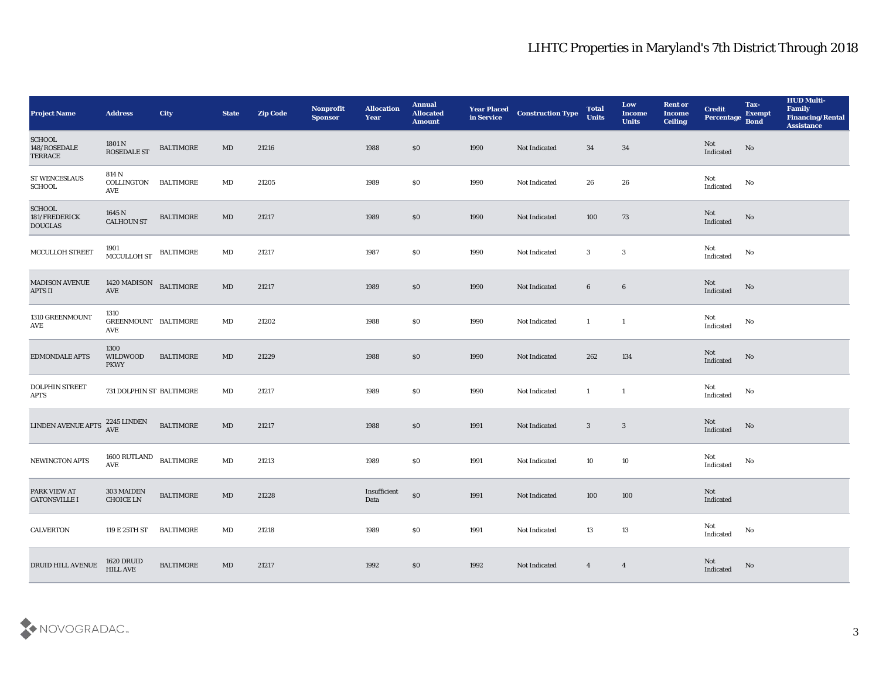# LIHTC Properties in Maryland's 7th District Through 2018

| Project Name | Address | City | State | Zip Code | Nonprofit Sponsor | Allocation Year | Annual Allocated Amount | Year Placed in Service | Construction Type | Total Units | Low Income Units | Rent or Income Ceiling | Credit Percentage | Tax-Exempt Bond | HUD Multi-Family Financing/Rental Assistance |
|---|---|---|---|---|---|---|---|---|---|---|---|---|---|---|---|
| SCHOOL 148/ROSEDALE TERRACE | 1801 N ROSEDALE ST | BALTIMORE | MD | 21216 | | 1988 | $0 | 1990 | Not Indicated | 34 | 34 | | Not Indicated | No | |
| ST WENCESLAUS SCHOOL | 814 N COLLINGTON AVE | BALTIMORE | MD | 21205 | | 1989 | $0 | 1990 | Not Indicated | 26 | 26 | | Not Indicated | No | |
| SCHOOL 181/FREDERICK DOUGLAS | 1645 N CALHOUN ST | BALTIMORE | MD | 21217 | | 1989 | $0 | 1990 | Not Indicated | 100 | 73 | | Not Indicated | No | |
| MCCULLOH STREET | 1901 MCCULLOH ST | BALTIMORE | MD | 21217 | | 1987 | $0 | 1990 | Not Indicated | 3 | 3 | | Not Indicated | No | |
| MADISON AVENUE APTS II | 1420 MADISON AVE | BALTIMORE | MD | 21217 | | 1989 | $0 | 1990 | Not Indicated | 6 | 6 | | Not Indicated | No | |
| 1310 GREENMOUNT AVE | 1310 GREENMOUNT AVE | BALTIMORE | MD | 21202 | | 1988 | $0 | 1990 | Not Indicated | 1 | 1 | | Not Indicated | No | |
| EDMONDALE APTS | 1300 WILDWOOD PKWY | BALTIMORE | MD | 21229 | | 1988 | $0 | 1990 | Not Indicated | 262 | 134 | | Not Indicated | No | |
| DOLPHIN STREET APTS | 731 DOLPHIN ST | BALTIMORE | MD | 21217 | | 1989 | $0 | 1990 | Not Indicated | 1 | 1 | | Not Indicated | No | |
| LINDEN AVENUE APTS | 2245 LINDEN AVE | BALTIMORE | MD | 21217 | | 1988 | $0 | 1991 | Not Indicated | 3 | 3 | | Not Indicated | No | |
| NEWINGTON APTS | 1600 RUTLAND AVE | BALTIMORE | MD | 21213 | | 1989 | $0 | 1991 | Not Indicated | 10 | 10 | | Not Indicated | No | |
| PARK VIEW AT CATONSVILLE I | 303 MAIDEN CHOICE LN | BALTIMORE | MD | 21228 | | Insufficient Data | $0 | 1991 | Not Indicated | 100 | 100 | | Not Indicated | | |
| CALVERTON | 119 E 25TH ST | BALTIMORE | MD | 21218 | | 1989 | $0 | 1991 | Not Indicated | 13 | 13 | | Not Indicated | No | |
| DRUID HILL AVENUE | 1620 DRUID HILL AVE | BALTIMORE | MD | 21217 | | 1992 | $0 | 1992 | Not Indicated | 4 | 4 | | Not Indicated | No | |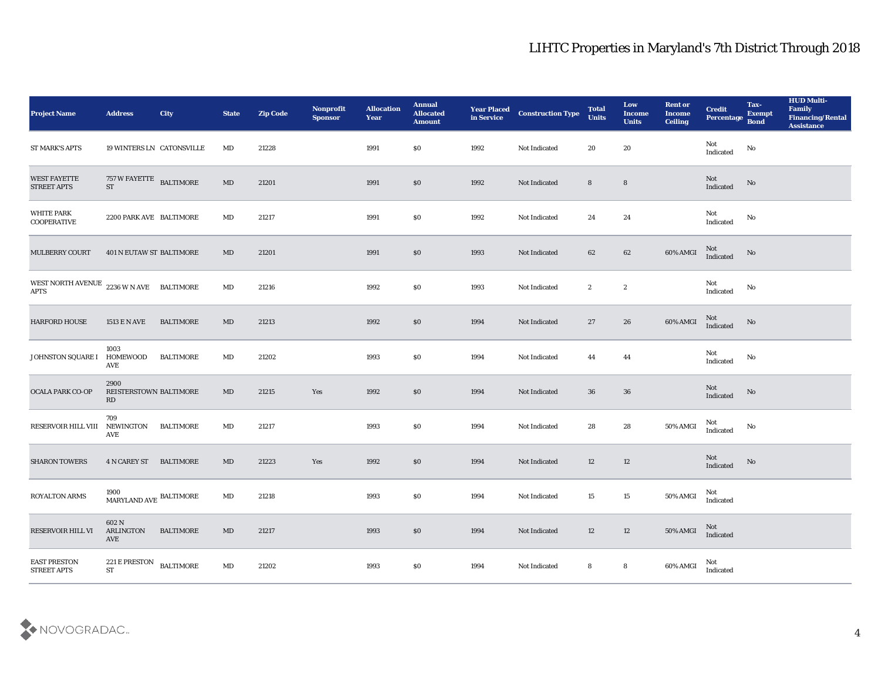# LIHTC Properties in Maryland's 7th District Through 2018

| Project Name | Address | City | State | Zip Code | Nonprofit Sponsor | Allocation Year | Annual Allocated Amount | Year Placed in Service | Construction Type | Total Units | Low Income Units | Rent or Income Ceiling | Credit Percentage | Tax-Exempt Bond | HUD Multi-Family Financing/Rental Assistance |
|---|---|---|---|---|---|---|---|---|---|---|---|---|---|---|---|
| ST MARK'S APTS | 19 WINTERS LN | CATONSVILLE | MD | 21228 | | 1991 | $0 | 1992 | Not Indicated | 20 | 20 | | Not Indicated | No | |
| WEST FAYETTE STREET APTS | 757 W FAYETTE ST | BALTIMORE | MD | 21201 | | 1991 | $0 | 1992 | Not Indicated | 8 | 8 | | Not Indicated | No | |
| WHITE PARK COOPERATIVE | 2200 PARK AVE | BALTIMORE | MD | 21217 | | 1991 | $0 | 1992 | Not Indicated | 24 | 24 | | Not Indicated | No | |
| MULBERRY COURT | 401 N EUTAW ST | BALTIMORE | MD | 21201 | | 1991 | $0 | 1993 | Not Indicated | 62 | 62 | 60% AMGI | Not Indicated | No | |
| WEST NORTH AVENUE APTS | 2236 W N AVE | BALTIMORE | MD | 21216 | | 1992 | $0 | 1993 | Not Indicated | 2 | 2 | | Not Indicated | No | |
| HARFORD HOUSE | 1513 E N AVE | BALTIMORE | MD | 21213 | | 1992 | $0 | 1994 | Not Indicated | 27 | 26 | 60% AMGI | Not Indicated | No | |
| JOHNSTON SQUARE I | 1003 HOMEWOOD AVE | BALTIMORE | MD | 21202 | | 1993 | $0 | 1994 | Not Indicated | 44 | 44 | | Not Indicated | No | |
| OCALA PARK CO-OP | 2900 REISTERSTOWN RD | BALTIMORE | MD | 21215 | Yes | 1992 | $0 | 1994 | Not Indicated | 36 | 36 | | Not Indicated | No | |
| RESERVOIR HILL VIII | 709 NEWINGTON AVE | BALTIMORE | MD | 21217 | | 1993 | $0 | 1994 | Not Indicated | 28 | 28 | 50% AMGI | Not Indicated | No | |
| SHARON TOWERS | 4 N CAREY ST | BALTIMORE | MD | 21223 | Yes | 1992 | $0 | 1994 | Not Indicated | 12 | 12 | | Not Indicated | No | |
| ROYALTON ARMS | 1900 MARYLAND AVE | BALTIMORE | MD | 21218 | | 1993 | $0 | 1994 | Not Indicated | 15 | 15 | 50% AMGI | Not Indicated | | |
| RESERVOIR HILL VI | 602 N ARLINGTON AVE | BALTIMORE | MD | 21217 | | 1993 | $0 | 1994 | Not Indicated | 12 | 12 | 50% AMGI | Not Indicated | | |
| EAST PRESTON STREET APTS | 221 E PRESTON ST | BALTIMORE | MD | 21202 | | 1993 | $0 | 1994 | Not Indicated | 8 | 8 | 60% AMGI | Not Indicated | | |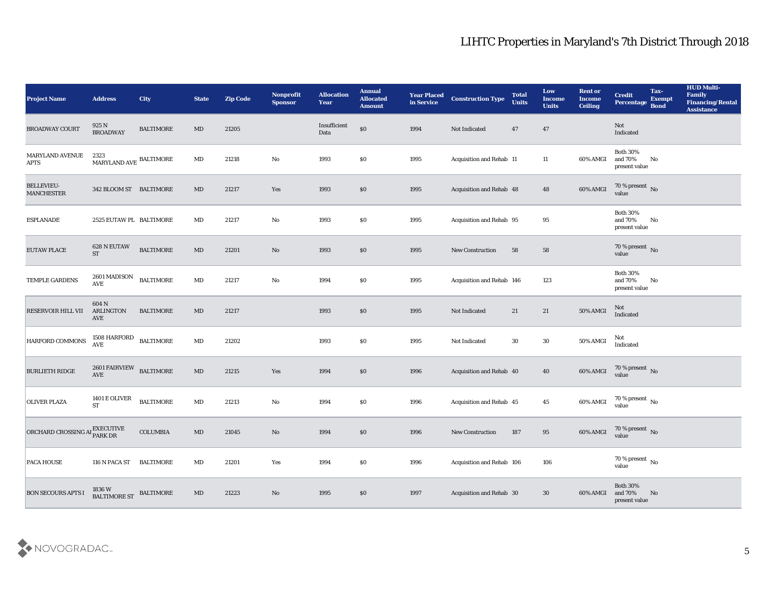# LIHTC Properties in Maryland's 7th District Through 2018

| Project Name | Address | City | State | Zip Code | Nonprofit Sponsor | Allocation Year | Annual Allocated Amount | Year Placed in Service | Construction Type | Total Units | Low Income Units | Rent or Income Ceiling | Credit Percentage | Tax-Exempt Bond | HUD Multi-Family Financing/Rental Assistance |
|---|---|---|---|---|---|---|---|---|---|---|---|---|---|---|---|
| BROADWAY COURT | 925 N BROADWAY | BALTIMORE | MD | 21205 | | Insufficient Data | $0 | 1994 | Not Indicated | 47 | 47 | | Not Indicated | | |
| MARYLAND AVENUE APTS | 2323 MARYLAND AVE | BALTIMORE | MD | 21218 | No | 1993 | $0 | 1995 | Acquisition and Rehab | 11 | 11 | 60% AMGI | Both 30% and 70% present value | No | |
| BELLEVIEU-MANCHESTER | 342 BLOOM ST | BALTIMORE | MD | 21217 | Yes | 1993 | $0 | 1995 | Acquisition and Rehab | 48 | 48 | 60% AMGI | 70 % present value | No | |
| ESPLANADE | 2525 EUTAW PL | BALTIMORE | MD | 21217 | No | 1993 | $0 | 1995 | Acquisition and Rehab | 95 | 95 | | Both 30% and 70% present value | No | |
| EUTAW PLACE | 628 N EUTAW ST | BALTIMORE | MD | 21201 | No | 1993 | $0 | 1995 | New Construction | 58 | 58 | | 70 % present value | No | |
| TEMPLE GARDENS | 2601 MADISON AVE | BALTIMORE | MD | 21217 | No | 1994 | $0 | 1995 | Acquisition and Rehab | 146 | 123 | | Both 30% and 70% present value | No | |
| RESERVOIR HILL VII | 604 N ARLINGTON AVE | BALTIMORE | MD | 21217 | | 1993 | $0 | 1995 | Not Indicated | 21 | 21 | 50% AMGI | Not Indicated | | |
| HARFORD COMMONS | 1508 HARFORD AVE | BALTIMORE | MD | 21202 | | 1993 | $0 | 1995 | Not Indicated | 30 | 30 | 50% AMGI | Not Indicated | | |
| BURLIETH RIDGE | 2601 FAIRVIEW AVE | BALTIMORE | MD | 21215 | Yes | 1994 | $0 | 1996 | Acquisition and Rehab | 40 | 40 | 60% AMGI | 70 % present value | No | |
| OLIVER PLAZA | 1401 E OLIVER ST | BALTIMORE | MD | 21213 | No | 1994 | $0 | 1996 | Acquisition and Rehab | 45 | 45 | 60% AMGI | 70 % present value | No | |
| ORCHARD CROSSING AI | EXECUTIVE PARK DR | COLUMBIA | MD | 21045 | No | 1994 | $0 | 1996 | New Construction | 187 | 95 | 60% AMGI | 70 % present value | No | |
| PACA HOUSE | 116 N PACA ST | BALTIMORE | MD | 21201 | Yes | 1994 | $0 | 1996 | Acquisition and Rehab | 106 | 106 | | 70 % present value | No | |
| BON SECOURS APTS I | 1836 W BALTIMORE ST | BALTIMORE | MD | 21223 | No | 1995 | $0 | 1997 | Acquisition and Rehab | 30 | 30 | 60% AMGI | Both 30% and 70% present value | No | |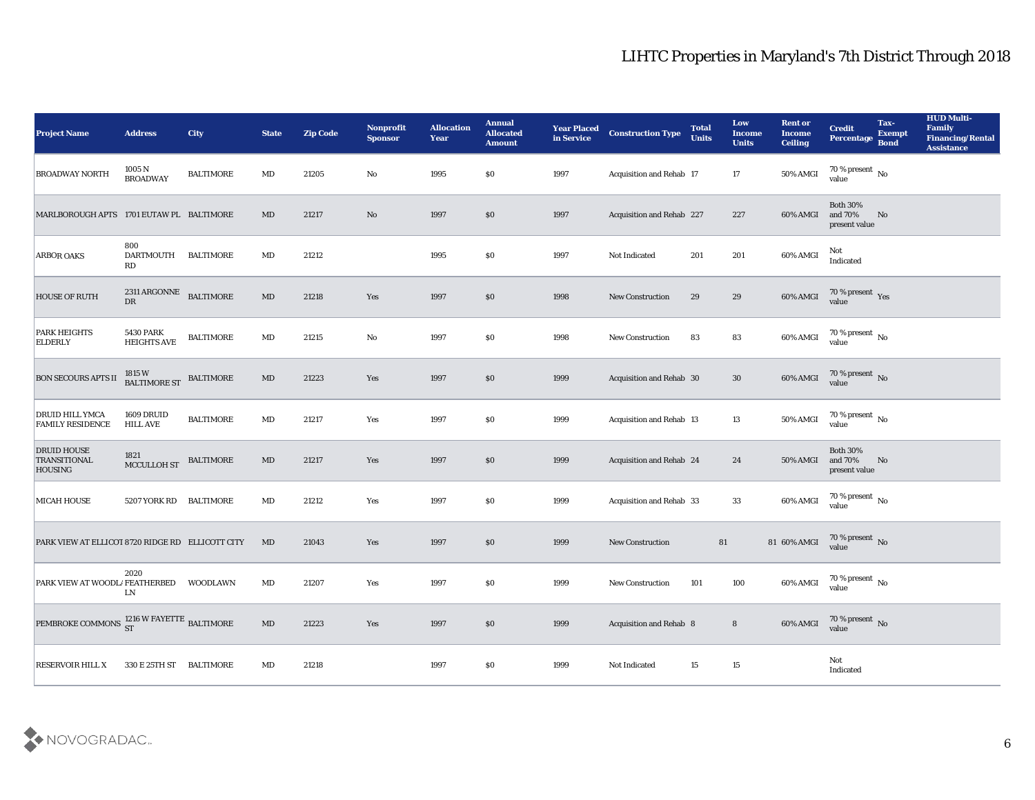# LIHTC Properties in Maryland's 7th District Through 2018

| Project Name | Address | City | State | Zip Code | Nonprofit Sponsor | Allocation Year | Annual Allocated Amount | Year Placed in Service | Construction Type | Total Units | Low Income Units | Rent or Income Ceiling | Credit Percentage | Tax-Exempt Bond | HUD Multi-Family Financing/Rental Assistance |
|---|---|---|---|---|---|---|---|---|---|---|---|---|---|---|---|
| BROADWAY NORTH | 1005 N BROADWAY | BALTIMORE | MD | 21205 | No | 1995 | $0 | 1997 | Acquisition and Rehab | 17 | 17 | 50% AMGI | 70 % present value | No | |
| MARLBOROUGH APTS | 1701 EUTAW PL | BALTIMORE | MD | 21217 | No | 1997 | $0 | 1997 | Acquisition and Rehab | 227 | 227 | 60% AMGI | Both 30% and 70% present value | No | |
| ARBOR OAKS | 800 DARTMOUTH RD | BALTIMORE | MD | 21212 | | 1995 | $0 | 1997 | Not Indicated | 201 | 201 | 60% AMGI | Not Indicated | | |
| HOUSE OF RUTH | 2311 ARGONNE DR | BALTIMORE | MD | 21218 | Yes | 1997 | $0 | 1998 | New Construction | 29 | 29 | 60% AMGI | 70 % present value | Yes | |
| PARK HEIGHTS ELDERLY | 5430 PARK HEIGHTS AVE | BALTIMORE | MD | 21215 | No | 1997 | $0 | 1998 | New Construction | 83 | 83 | 60% AMGI | 70 % present value | No | |
| BON SECOURS APTS II | 1815 W BALTIMORE ST | BALTIMORE | MD | 21223 | Yes | 1997 | $0 | 1999 | Acquisition and Rehab | 30 | 30 | 60% AMGI | 70 % present value | No | |
| DRUID HILL YMCA FAMILY RESIDENCE | 1609 DRUID HILL AVE | BALTIMORE | MD | 21217 | Yes | 1997 | $0 | 1999 | Acquisition and Rehab | 13 | 13 | 50% AMGI | 70 % present value | No | |
| DRUID HOUSE TRANSITIONAL HOUSING | 1821 MCCULLOH ST | BALTIMORE | MD | 21217 | Yes | 1997 | $0 | 1999 | Acquisition and Rehab | 24 | 24 | 50% AMGI | Both 30% and 70% present value | No | |
| MICAH HOUSE | 5207 YORK RD | BALTIMORE | MD | 21212 | Yes | 1997 | $0 | 1999 | Acquisition and Rehab | 33 | 33 | 60% AMGI | 70 % present value | No | |
| PARK VIEW AT ELLICOT | 8720 RIDGE RD | ELLICOTT CITY | MD | 21043 | Yes | 1997 | $0 | 1999 | New Construction | 81 | 81 | 60% AMGI | 70 % present value | No | |
| PARK VIEW AT WOODL/ | 2020 FEATHERBED LN | WOODLAWN | MD | 21207 | Yes | 1997 | $0 | 1999 | New Construction | 101 | 100 | 60% AMGI | 70 % present value | No | |
| PEMBROKE COMMONS | 1216 W FAYETTE ST | BALTIMORE | MD | 21223 | Yes | 1997 | $0 | 1999 | Acquisition and Rehab | 8 | 8 | 60% AMGI | 70 % present value | No | |
| RESERVOIR HILL X | 330 E 25TH ST | BALTIMORE | MD | 21218 | | 1997 | $0 | 1999 | Not Indicated | 15 | 15 | | Not Indicated | | |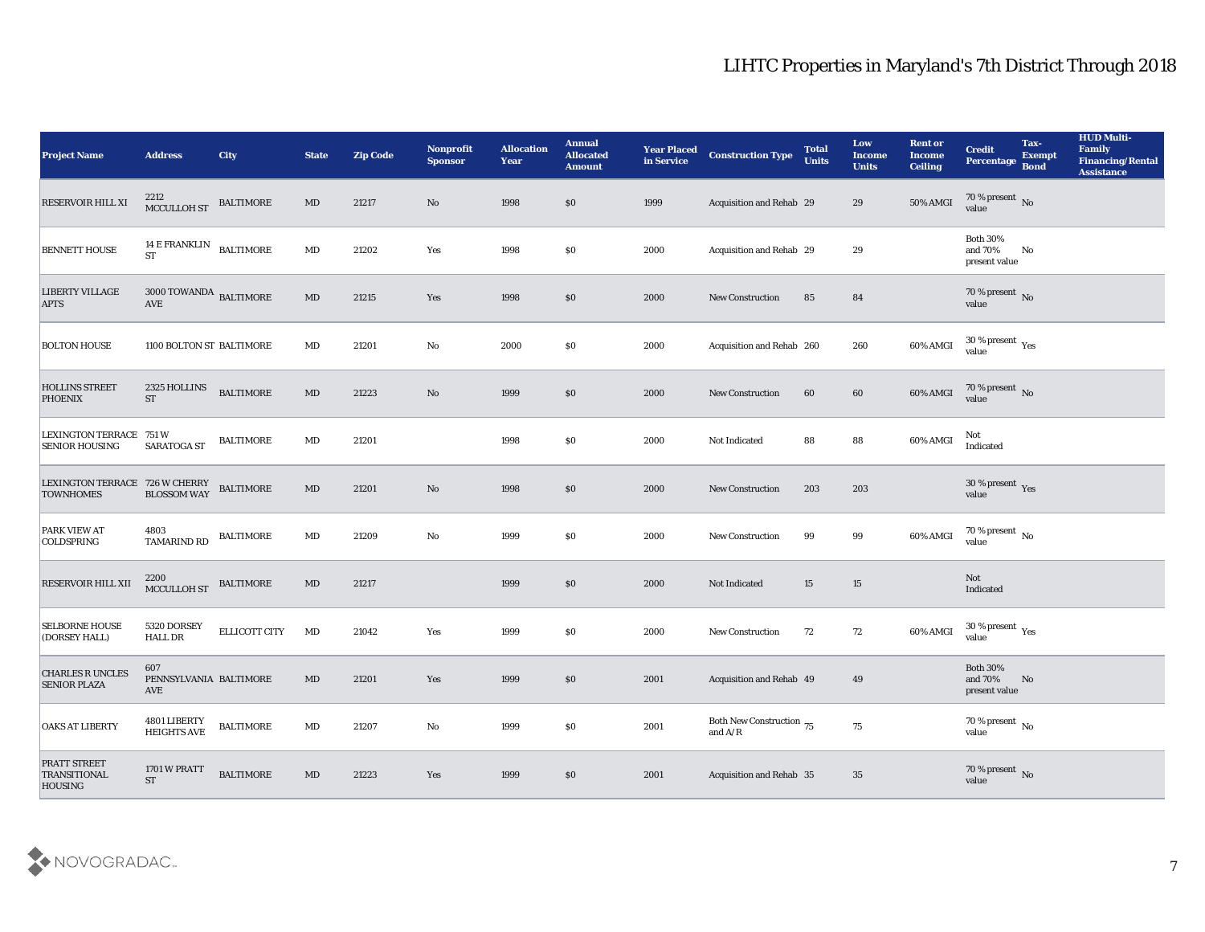# LIHTC Properties in Maryland's 7th District Through 2018

| Project Name | Address | City | State | Zip Code | Nonprofit Sponsor | Allocation Year | Annual Allocated Amount | Year Placed in Service | Construction Type | Total Units | Low Income Units | Rent or Income Ceiling | Credit Percentage | Tax-Exempt Bond | HUD Multi-Family Financing/Rental Assistance |
|---|---|---|---|---|---|---|---|---|---|---|---|---|---|---|---|
| RESERVOIR HILL XI | 2212 MCCULLOH ST | BALTIMORE | MD | 21217 | No | 1998 | $0 | 1999 | Acquisition and Rehab | 29 | 29 | 50% AMGI | 70 % present value | No | |
| BENNETT HOUSE | 14 E FRANKLIN ST | BALTIMORE | MD | 21202 | Yes | 1998 | $0 | 2000 | Acquisition and Rehab | 29 | 29 | | Both 30% and 70% present value | No | |
| LIBERTY VILLAGE APTS | 3000 TOWANDA AVE | BALTIMORE | MD | 21215 | Yes | 1998 | $0 | 2000 | New Construction | 85 | 84 | | 70 % present value | No | |
| BOLTON HOUSE | 1100 BOLTON ST | BALTIMORE | MD | 21201 | No | 2000 | $0 | 2000 | Acquisition and Rehab | 260 | 260 | 60% AMGI | 30 % present value | Yes | |
| HOLLINS STREET PHOENIX | 2325 HOLLINS ST | BALTIMORE | MD | 21223 | No | 1999 | $0 | 2000 | New Construction | 60 | 60 | 60% AMGI | 70 % present value | No | |
| LEXINGTON TERRACE SENIOR HOUSING | 751 W SARATOGA ST | BALTIMORE | MD | 21201 | | 1998 | $0 | 2000 | Not Indicated | 88 | 88 | 60% AMGI | Not Indicated | | |
| LEXINGTON TERRACE TOWNHOMES | 726 W CHERRY BLOSSOM WAY | BALTIMORE | MD | 21201 | No | 1998 | $0 | 2000 | New Construction | 203 | 203 | | 30 % present value | Yes | |
| PARK VIEW AT COLDSPRING | 4803 TAMARIND RD | BALTIMORE | MD | 21209 | No | 1999 | $0 | 2000 | New Construction | 99 | 99 | 60% AMGI | 70 % present value | No | |
| RESERVOIR HILL XII | 2200 MCCULLOH ST | BALTIMORE | MD | 21217 | | 1999 | $0 | 2000 | Not Indicated | 15 | 15 | | Not Indicated | | |
| SELBORNE HOUSE (DORSEY HALL) | 5320 DORSEY HALL DR | ELLICOTT CITY | MD | 21042 | Yes | 1999 | $0 | 2000 | New Construction | 72 | 72 | 60% AMGI | 30 % present value | Yes | |
| CHARLES R UNCLES SENIOR PLAZA | 607 PENNSYLVANIA AVE | BALTIMORE | MD | 21201 | Yes | 1999 | $0 | 2001 | Acquisition and Rehab | 49 | 49 | | Both 30% and 70% present value | No | |
| OAKS AT LIBERTY | 4801 LIBERTY HEIGHTS AVE | BALTIMORE | MD | 21207 | No | 1999 | $0 | 2001 | Both New Construction and A/R | 75 | 75 | | 70 % present value | No | |
| PRATT STREET TRANSITIONAL HOUSING | 1701 W PRATT ST | BALTIMORE | MD | 21223 | Yes | 1999 | $0 | 2001 | Acquisition and Rehab | 35 | 35 | | 70 % present value | No | |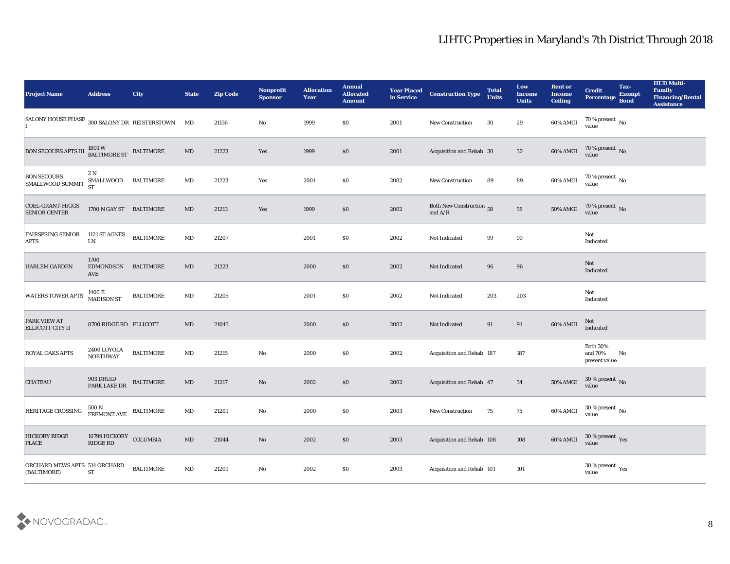# LIHTC Properties in Maryland's 7th District Through 2018

| Project Name | Address | City | State | Zip Code | Nonprofit Sponsor | Allocation Year | Annual Allocated Amount | Year Placed in Service | Construction Type | Total Units | Low Income Units | Rent or Income Ceiling | Credit Percentage | Tax-Exempt Bond | HUD Multi-Family Financing/Rental Assistance |
|---|---|---|---|---|---|---|---|---|---|---|---|---|---|---|---|
| SALONY HOUSE PHASE I | 300 SALONY DR | REISTERSTOWN | MD | 21136 | No | 1999 | $0 | 2001 | New Construction | 30 | 29 | 60% AMGI | 70 % present value | No | |
| BON SECOURS APTS III | 1801 W BALTIMORE ST | BALTIMORE | MD | 21223 | Yes | 1999 | $0 | 2001 | Acquisition and Rehab | 30 | 30 | 60% AMGI | 70 % present value | No | |
| BON SECOURS SMALLWOOD SUMMIT | 2 N SMALLWOOD ST | BALTIMORE | MD | 21223 | Yes | 2001 | $0 | 2002 | New Construction | 89 | 89 | 60% AMGI | 70 % present value | No | |
| COEL-GRANT-HIGGS SENIOR CENTER | 1700 N GAY ST | BALTIMORE | MD | 21213 | Yes | 1999 | $0 | 2002 | Both New Construction and A/R | 58 | 58 | 50% AMGI | 70 % present value | No | |
| FAIRSPRING SENIOR APTS | 1121 ST AGNES LN | BALTIMORE | MD | 21207 | | 2001 | $0 | 2002 | Not Indicated | 99 | 99 | | Not Indicated | | |
| HARLEM GARDEN | 1700 EDMONDSON AVE | BALTIMORE | MD | 21223 | | 2000 | $0 | 2002 | Not Indicated | 96 | 96 | | Not Indicated | | |
| WATERS TOWER APTS | 1400 E MADISON ST | BALTIMORE | MD | 21205 | | 2001 | $0 | 2002 | Not Indicated | 203 | 203 | | Not Indicated | | |
| PARK VIEW AT ELLICOTT CITY II | 8700 RIDGE RD | ELLICOTT | MD | 21043 | | 2000 | $0 | 2002 | Not Indicated | 91 | 91 | 60% AMGI | Not Indicated | | |
| ROYAL OAKS APTS | 2400 LOYOLA NORTHWAY | BALTIMORE | MD | 21215 | No | 2000 | $0 | 2002 | Acquisition and Rehab | 187 | 187 | | Both 30% and 70% present value | No | |
| CHATEAU | 903 DRUID PARK LAKE DR | BALTIMORE | MD | 21217 | No | 2002 | $0 | 2002 | Acquisition and Rehab | 47 | 34 | 50% AMGI | 30 % present value | No | |
| HERITAGE CROSSING | 500 N FREMONT AVE | BALTIMORE | MD | 21201 | No | 2000 | $0 | 2003 | New Construction | 75 | 75 | 60% AMGI | 30 % present value | No | |
| HICKORY RIDGE PLACE | 10799 HICKORY RIDGE RD | COLUMBIA | MD | 21044 | No | 2002 | $0 | 2003 | Acquisition and Rehab | 108 | 108 | 60% AMGI | 30 % present value | Yes | |
| ORCHARD MEWS APTS (BALTIMORE) | 514 ORCHARD ST | BALTIMORE | MD | 21201 | No | 2002 | $0 | 2003 | Acquisition and Rehab | 101 | 101 | | 30 % present value | Yes | |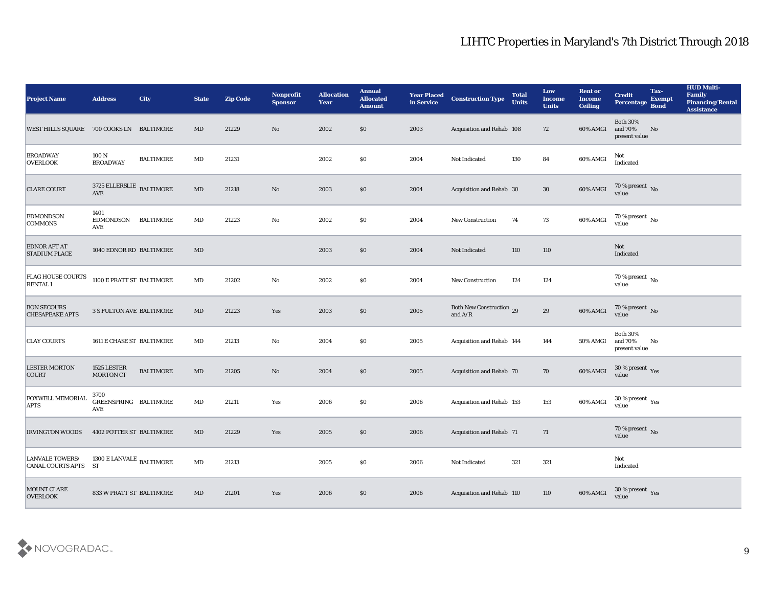# LIHTC Properties in Maryland's 7th District Through 2018

| Project Name | Address | City | State | Zip Code | Nonprofit Sponsor | Allocation Year | Annual Allocated Amount | Year Placed in Service | Construction Type | Total Units | Low Income Units | Rent or Income Ceiling | Credit Percentage | Tax-Exempt Bond | HUD Multi-Family Financing/Rental Assistance |
|---|---|---|---|---|---|---|---|---|---|---|---|---|---|---|---|
| WEST HILLS SQUARE | 700 COOKS LN | BALTIMORE | MD | 21229 | No | 2002 | $0 | 2003 | Acquisition and Rehab | 108 | 72 | 60% AMGI | Both 30% and 70% present value | No | |
| BROADWAY OVERLOOK | 100 N BROADWAY | BALTIMORE | MD | 21231 | | 2002 | $0 | 2004 | Not Indicated | 130 | 84 | 60% AMGI | Not Indicated | | |
| CLARE COURT | 3725 ELLERSLIE AVE | BALTIMORE | MD | 21218 | No | 2003 | $0 | 2004 | Acquisition and Rehab | 30 | 30 | 60% AMGI | 70 % present value | No | |
| EDMONDSON COMMONS | 1401 EDMONDSON AVE | BALTIMORE | MD | 21223 | No | 2002 | $0 | 2004 | New Construction | 74 | 73 | 60% AMGI | 70 % present value | No | |
| EDNOR APT AT STADIUM PLACE | 1040 EDNOR RD | BALTIMORE | MD | | | 2003 | $0 | 2004 | Not Indicated | 110 | 110 | | Not Indicated | | |
| FLAG HOUSE COURTS RENTAL I | 1100 E PRATT ST | BALTIMORE | MD | 21202 | No | 2002 | $0 | 2004 | New Construction | 124 | 124 | | 70 % present value | No | |
| BON SECOURS CHESAPEAKE APTS | 3 S FULTON AVE | BALTIMORE | MD | 21223 | Yes | 2003 | $0 | 2005 | Both New Construction and A/R | 29 | 29 | 60% AMGI | 70 % present value | No | |
| CLAY COURTS | 1611 E CHASE ST | BALTIMORE | MD | 21213 | No | 2004 | $0 | 2005 | Acquisition and Rehab | 144 | 144 | 50% AMGI | Both 30% and 70% present value | No | |
| LESTER MORTON COURT | 1525 LESTER MORTON CT | BALTIMORE | MD | 21205 | No | 2004 | $0 | 2005 | Acquisition and Rehab | 70 | 70 | 60% AMGI | 30 % present value | Yes | |
| FOXWELL MEMORIAL APTS | 3700 GREENSPRING AVE | BALTIMORE | MD | 21211 | Yes | 2006 | $0 | 2006 | Acquisition and Rehab | 153 | 153 | 60% AMGI | 30 % present value | Yes | |
| IRVINGTON WOODS | 4102 POTTER ST | BALTIMORE | MD | 21229 | Yes | 2005 | $0 | 2006 | Acquisition and Rehab | 71 | 71 | | 70 % present value | No | |
| LANVALE TOWERS/ CANAL COURTS APTS | 1300 E LANVALE ST | BALTIMORE | MD | 21213 | | 2005 | $0 | 2006 | Not Indicated | 321 | 321 | | Not Indicated | | |
| MOUNT CLARE OVERLOOK | 833 W PRATT ST | BALTIMORE | MD | 21201 | Yes | 2006 | $0 | 2006 | Acquisition and Rehab | 110 | 110 | 60% AMGI | 30 % present value | Yes | |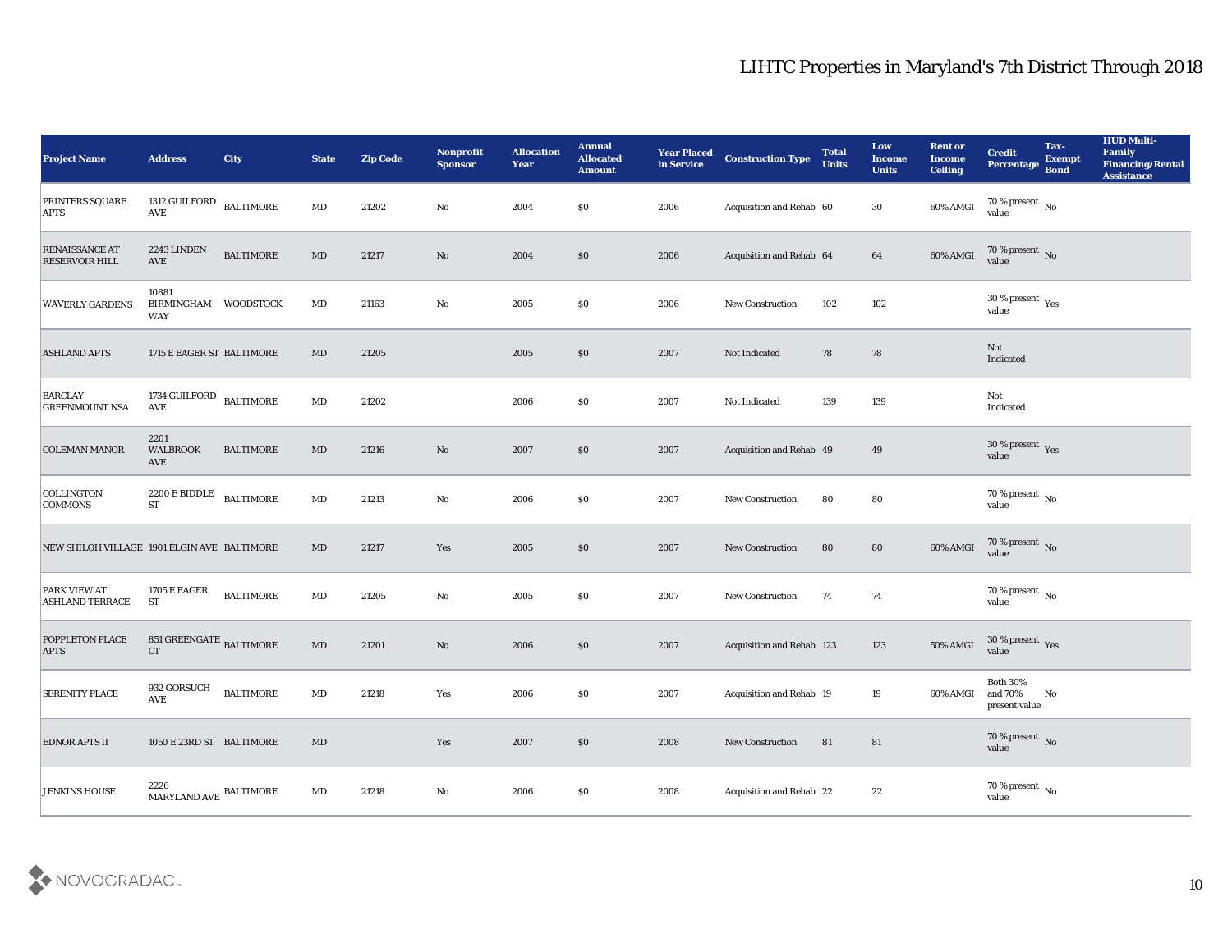# LIHTC Properties in Maryland's 7th District Through 2018

| Project Name | Address | City | State | Zip Code | Nonprofit Sponsor | Allocation Year | Annual Allocated Amount | Year Placed in Service | Construction Type | Total Units | Low Income Units | Rent or Income Ceiling | Credit Percentage | Tax-Exempt Bond | HUD Multi-Family Financing/Rental Assistance |
|---|---|---|---|---|---|---|---|---|---|---|---|---|---|---|---|
| PRINTERS SQUARE APTS | 1312 GUILFORD AVE | BALTIMORE | MD | 21202 | No | 2004 | $0 | 2006 | Acquisition and Rehab | 60 | 30 | 60% AMGI | 70 % present value | No | |
| RENAISSANCE AT RESERVOIR HILL | 2243 LINDEN AVE | BALTIMORE | MD | 21217 | No | 2004 | $0 | 2006 | Acquisition and Rehab | 64 | 64 | 60% AMGI | 70 % present value | No | |
| WAVERLY GARDENS | 10881 BIRMINGHAM WAY | WOODSTOCK | MD | 21163 | No | 2005 | $0 | 2006 | New Construction | 102 | 102 | | 30 % present value | Yes | |
| ASHLAND APTS | 1715 E EAGER ST | BALTIMORE | MD | 21205 | | 2005 | $0 | 2007 | Not Indicated | 78 | 78 | | Not Indicated | | |
| BARCLAY GREENMOUNT NSA | 1734 GUILFORD AVE | BALTIMORE | MD | 21202 | | 2006 | $0 | 2007 | Not Indicated | 139 | 139 | | Not Indicated | | |
| COLEMAN MANOR | 2201 WALBROOK AVE | BALTIMORE | MD | 21216 | No | 2007 | $0 | 2007 | Acquisition and Rehab | 49 | 49 | | 30 % present value | Yes | |
| COLLINGTON COMMONS | 2200 E BIDDLE ST | BALTIMORE | MD | 21213 | No | 2006 | $0 | 2007 | New Construction | 80 | 80 | | 70 % present value | No | |
| NEW SHILOH VILLAGE | 1901 ELGIN AVE | BALTIMORE | MD | 21217 | Yes | 2005 | $0 | 2007 | New Construction | 80 | 80 | 60% AMGI | 70 % present value | No | |
| PARK VIEW AT ASHLAND TERRACE | 1705 E EAGER ST | BALTIMORE | MD | 21205 | No | 2005 | $0 | 2007 | New Construction | 74 | 74 | | 70 % present value | No | |
| POPPLETON PLACE APTS | 851 GREENGATE CT | BALTIMORE | MD | 21201 | No | 2006 | $0 | 2007 | Acquisition and Rehab | 123 | 123 | 50% AMGI | 30 % present value | Yes | |
| SERENITY PLACE | 932 GORSUCH AVE | BALTIMORE | MD | 21218 | Yes | 2006 | $0 | 2007 | Acquisition and Rehab | 19 | 19 | 60% AMGI | Both 30% and 70% present value | No | |
| EDNOR APTS II | 1050 E 23RD ST | BALTIMORE | MD | | Yes | 2007 | $0 | 2008 | New Construction | 81 | 81 | | 70 % present value | No | |
| JENKINS HOUSE | 2226 MARYLAND AVE | BALTIMORE | MD | 21218 | No | 2006 | $0 | 2008 | Acquisition and Rehab | 22 | 22 | | 70 % present value | No | |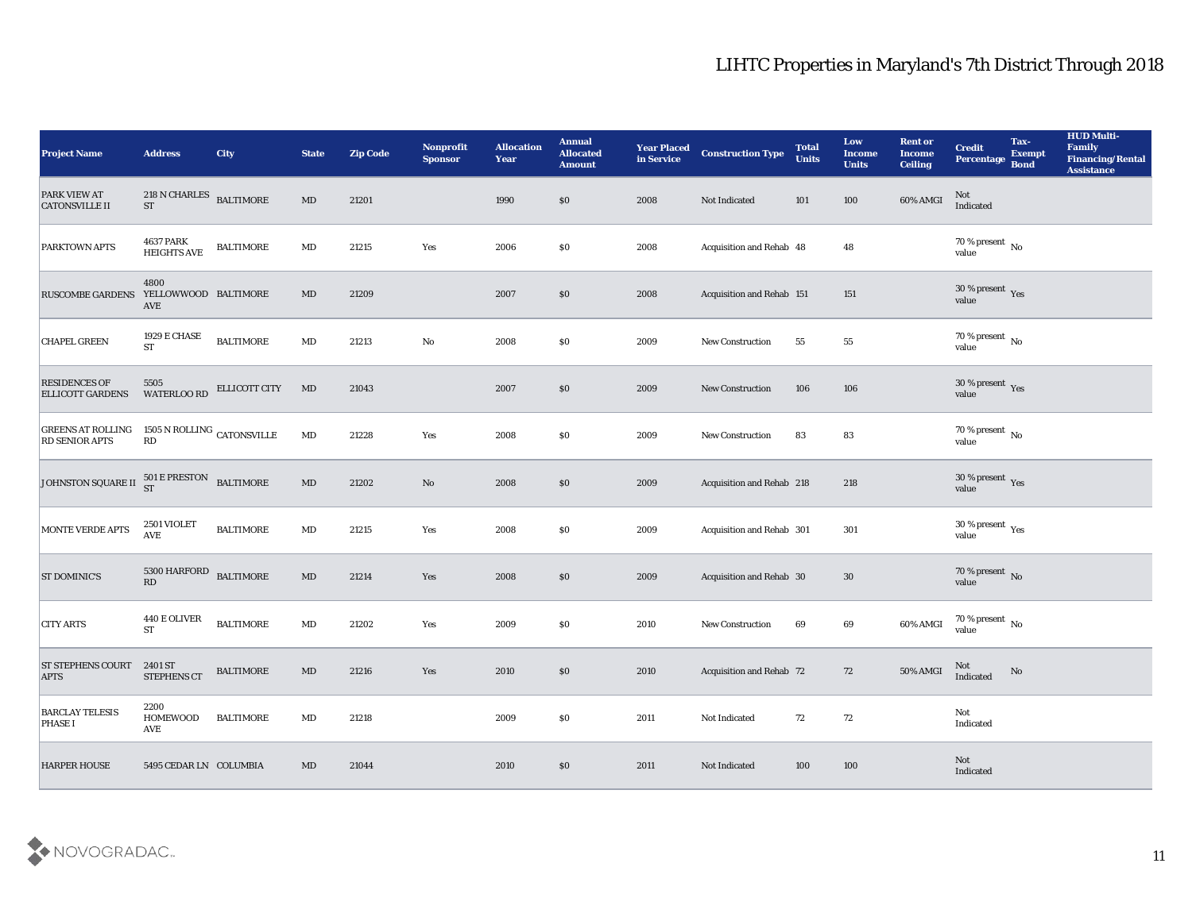# LIHTC Properties in Maryland's 7th District Through 2018

| Project Name | Address | City | State | Zip Code | Nonprofit Sponsor | Allocation Year | Annual Allocated Amount | Year Placed in Service | Construction Type | Total Units | Low Income Units | Rent or Income Ceiling | Credit Percentage | Tax-Exempt Bond | HUD Multi-Family Financing/Rental Assistance |
|---|---|---|---|---|---|---|---|---|---|---|---|---|---|---|---|
| PARK VIEW AT CATONSVILLE II | 218 N CHARLES ST | BALTIMORE | MD | 21201 | | 1990 | $0 | 2008 | Not Indicated | 101 | 100 | 60% AMGI | Not Indicated | | |
| PARKTOWN APTS | 4637 PARK HEIGHTS AVE | BALTIMORE | MD | 21215 | Yes | 2006 | $0 | 2008 | Acquisition and Rehab | 48 | 48 | | 70 % present value | No | |
| RUSCOMBE GARDENS | 4800 YELLOWWOOD AVE | BALTIMORE | MD | 21209 | | 2007 | $0 | 2008 | Acquisition and Rehab | 151 | 151 | | 30 % present value | Yes | |
| CHAPEL GREEN | 1929 E CHASE ST | BALTIMORE | MD | 21213 | No | 2008 | $0 | 2009 | New Construction | 55 | 55 | | 70 % present value | No | |
| RESIDENCES OF ELLICOTT GARDENS | 5505 WATERLOO RD | ELLICOTT CITY | MD | 21043 | | 2007 | $0 | 2009 | New Construction | 106 | 106 | | 30 % present value | Yes | |
| GREENS AT ROLLING RD SENIOR APTS | 1505 N ROLLING RD | CATONSVILLE | MD | 21228 | Yes | 2008 | $0 | 2009 | New Construction | 83 | 83 | | 70 % present value | No | |
| JOHNSTON SQUARE II | 501 E PRESTON ST | BALTIMORE | MD | 21202 | No | 2008 | $0 | 2009 | Acquisition and Rehab | 218 | 218 | | 30 % present value | Yes | |
| MONTE VERDE APTS | 2501 VIOLET AVE | BALTIMORE | MD | 21215 | Yes | 2008 | $0 | 2009 | Acquisition and Rehab | 301 | 301 | | 30 % present value | Yes | |
| ST DOMINIC'S | 5300 HARFORD RD | BALTIMORE | MD | 21214 | Yes | 2008 | $0 | 2009 | Acquisition and Rehab | 30 | 30 | | 70 % present value | No | |
| CITY ARTS | 440 E OLIVER ST | BALTIMORE | MD | 21202 | Yes | 2009 | $0 | 2010 | New Construction | 69 | 69 | 60% AMGI | 70 % present value | No | |
| ST STEPHENS COURT APTS | 2401 ST STEPHENS CT | BALTIMORE | MD | 21216 | Yes | 2010 | $0 | 2010 | Acquisition and Rehab | 72 | 72 | 50% AMGI | Not Indicated | No | |
| BARCLAY TELESIS PHASE I | 2200 HOMEWOOD AVE | BALTIMORE | MD | 21218 | | 2009 | $0 | 2011 | Not Indicated | 72 | 72 | | Not Indicated | | |
| HARPER HOUSE | 5495 CEDAR LN | COLUMBIA | MD | 21044 | | 2010 | $0 | 2011 | Not Indicated | 100 | 100 | | Not Indicated | | |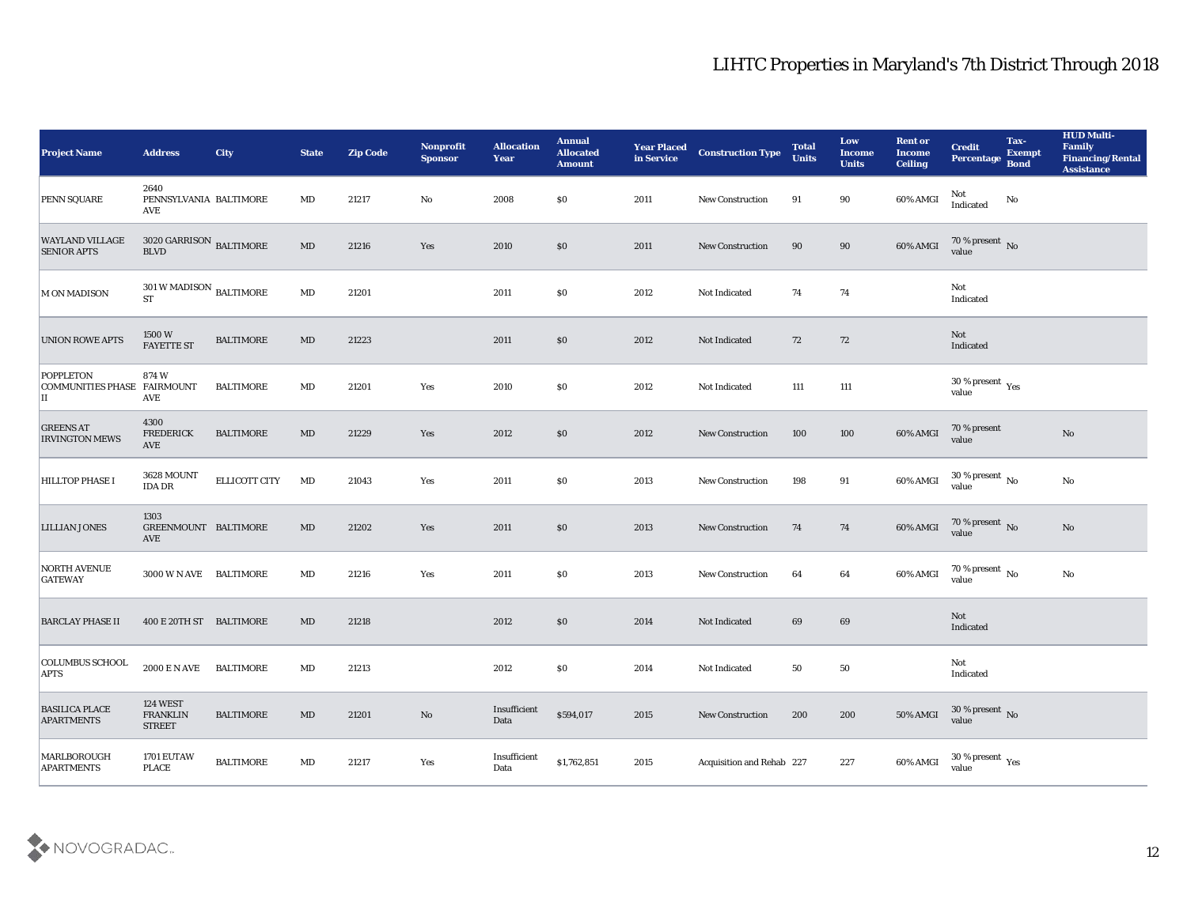# LIHTC Properties in Maryland's 7th District Through 2018

| Project Name | Address | City | State | Zip Code | Nonprofit Sponsor | Allocation Year | Annual Allocated Amount | Year Placed in Service | Construction Type | Total Units | Low Income Units | Rent or Income Ceiling | Credit Percentage | Tax-Exempt Bond | HUD Multi-Family Financing/Rental Assistance |
|---|---|---|---|---|---|---|---|---|---|---|---|---|---|---|---|
| PENN SQUARE | 2640 PENNSYLVANIA AVE | BALTIMORE | MD | 21217 | No | 2008 | $0 | 2011 | New Construction | 91 | 90 | 60% AMGI | Not Indicated | No | |
| WAYLAND VILLAGE SENIOR APTS | 3020 GARRISON BLVD | BALTIMORE | MD | 21216 | Yes | 2010 | $0 | 2011 | New Construction | 90 | 90 | 60% AMGI | 70 % present value | No | |
| M ON MADISON | 301 W MADISON ST | BALTIMORE | MD | 21201 | | 2011 | $0 | 2012 | Not Indicated | 74 | 74 | | Not Indicated | | |
| UNION ROWE APTS | 1500 W FAYETTE ST | BALTIMORE | MD | 21223 | | 2011 | $0 | 2012 | Not Indicated | 72 | 72 | | Not Indicated | | |
| POPPLETON COMMUNITIES PHASE II | 874 W FAIRMOUNT AVE | BALTIMORE | MD | 21201 | Yes | 2010 | $0 | 2012 | Not Indicated | 111 | 111 | | 30 % present value | Yes | |
| GREENS AT IRVINGTON MEWS | 4300 FREDERICK AVE | BALTIMORE | MD | 21229 | Yes | 2012 | $0 | 2012 | New Construction | 100 | 100 | 60% AMGI | 70 % present value | | No |
| HILLTOP PHASE I | 3628 MOUNT IDA DR | ELLICOTT CITY | MD | 21043 | Yes | 2011 | $0 | 2013 | New Construction | 198 | 91 | 60% AMGI | 30 % present value | No | No |
| LILLIAN JONES | 1303 GREENMOUNT AVE | BALTIMORE | MD | 21202 | Yes | 2011 | $0 | 2013 | New Construction | 74 | 74 | 60% AMGI | 70 % present value | No | No |
| NORTH AVENUE GATEWAY | 3000 W N AVE | BALTIMORE | MD | 21216 | Yes | 2011 | $0 | 2013 | New Construction | 64 | 64 | 60% AMGI | 70 % present value | No | No |
| BARCLAY PHASE II | 400 E 20TH ST | BALTIMORE | MD | 21218 | | 2012 | $0 | 2014 | Not Indicated | 69 | 69 | | Not Indicated | | |
| COLUMBUS SCHOOL APTS | 2000 E N AVE | BALTIMORE | MD | 21213 | | 2012 | $0 | 2014 | Not Indicated | 50 | 50 | | Not Indicated | | |
| BASILICA PLACE APARTMENTS | 124 WEST FRANKLIN STREET | BALTIMORE | MD | 21201 | No | Insufficient Data | $594,017 | 2015 | New Construction | 200 | 200 | 50% AMGI | 30 % present value | No | |
| MARLBOROUGH APARTMENTS | 1701 EUTAW PLACE | BALTIMORE | MD | 21217 | Yes | Insufficient Data | $1,762,851 | 2015 | Acquisition and Rehab | 227 | 227 | 60% AMGI | 30 % present value | Yes | |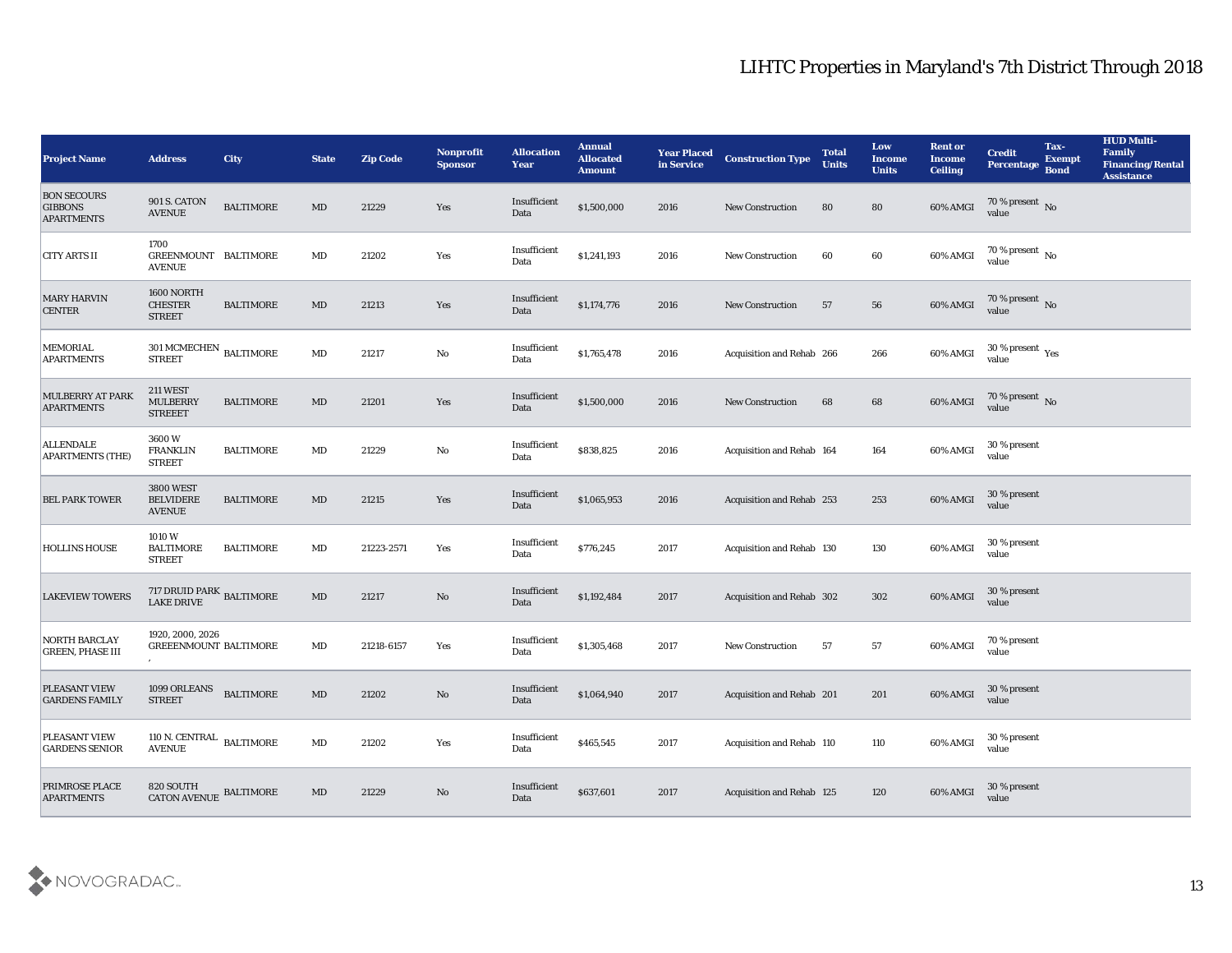# LIHTC Properties in Maryland's 7th District Through 2018

| Project Name | Address | City | State | Zip Code | Nonprofit Sponsor | Allocation Year | Annual Allocated Amount | Year Placed in Service | Construction Type | Total Units | Low Income Units | Rent or Income Ceiling | Credit Percentage | Tax-Exempt Bond | HUD Multi-Family Financing/Rental Assistance |
|---|---|---|---|---|---|---|---|---|---|---|---|---|---|---|---|
| BON SECOURS GIBBONS APARTMENTS | 901 S. CATON AVENUE | BALTIMORE | MD | 21229 | Yes | Insufficient Data | $1,500,000 | 2016 | New Construction | 80 | 80 | 60% AMGI | 70 % present value | No | |
| CITY ARTS II | 1700 GREENMOUNT AVENUE | BALTIMORE | MD | 21202 | Yes | Insufficient Data | $1,241,193 | 2016 | New Construction | 60 | 60 | 60% AMGI | 70 % present value | No | |
| MARY HARVIN CENTER | 1600 NORTH CHESTER STREET | BALTIMORE | MD | 21213 | Yes | Insufficient Data | $1,174,776 | 2016 | New Construction | 57 | 56 | 60% AMGI | 70 % present value | No | |
| MEMORIAL APARTMENTS | 301 MCMECHEN STREET | BALTIMORE | MD | 21217 | No | Insufficient Data | $1,765,478 | 2016 | Acquisition and Rehab | 266 | 266 | 60% AMGI | 30 % present value | Yes | |
| MULBERRY AT PARK APARTMENTS | 211 WEST MULBERRY STREEET | BALTIMORE | MD | 21201 | Yes | Insufficient Data | $1,500,000 | 2016 | New Construction | 68 | 68 | 60% AMGI | 70 % present value | No | |
| ALLENDALE APARTMENTS (THE) | 3600 W FRANKLIN STREET | BALTIMORE | MD | 21229 | No | Insufficient Data | $838,825 | 2016 | Acquisition and Rehab | 164 | 164 | 60% AMGI | 30 % present value | | |
| BEL PARK TOWER | 3800 WEST BELVIDERE AVENUE | BALTIMORE | MD | 21215 | Yes | Insufficient Data | $1,065,953 | 2016 | Acquisition and Rehab | 253 | 253 | 60% AMGI | 30 % present value | | |
| HOLLINS HOUSE | 1010 W BALTIMORE STREET | BALTIMORE | MD | 21223-2571 | Yes | Insufficient Data | $776,245 | 2017 | Acquisition and Rehab | 130 | 130 | 60% AMGI | 30 % present value | | |
| LAKEVIEW TOWERS | 717 DRUID PARK LAKE DRIVE | BALTIMORE | MD | 21217 | No | Insufficient Data | $1,192,484 | 2017 | Acquisition and Rehab | 302 | 302 | 60% AMGI | 30 % present value | | |
| NORTH BARCLAY GREEN, PHASE III | 1920, 2000, 2026 GREEENMOUNT , | BALTIMORE | MD | 21218-6157 | Yes | Insufficient Data | $1,305,468 | 2017 | New Construction | 57 | 57 | 60% AMGI | 70 % present value | | |
| PLEASANT VIEW GARDENS FAMILY | 1099 ORLEANS STREET | BALTIMORE | MD | 21202 | No | Insufficient Data | $1,064,940 | 2017 | Acquisition and Rehab | 201 | 201 | 60% AMGI | 30 % present value | | |
| PLEASANT VIEW GARDENS SENIOR | 110 N. CENTRAL AVENUE | BALTIMORE | MD | 21202 | Yes | Insufficient Data | $465,545 | 2017 | Acquisition and Rehab | 110 | 110 | 60% AMGI | 30 % present value | | |
| PRIMROSE PLACE APARTMENTS | 820 SOUTH CATON AVENUE | BALTIMORE | MD | 21229 | No | Insufficient Data | $637,601 | 2017 | Acquisition and Rehab | 125 | 120 | 60% AMGI | 30 % present value | | |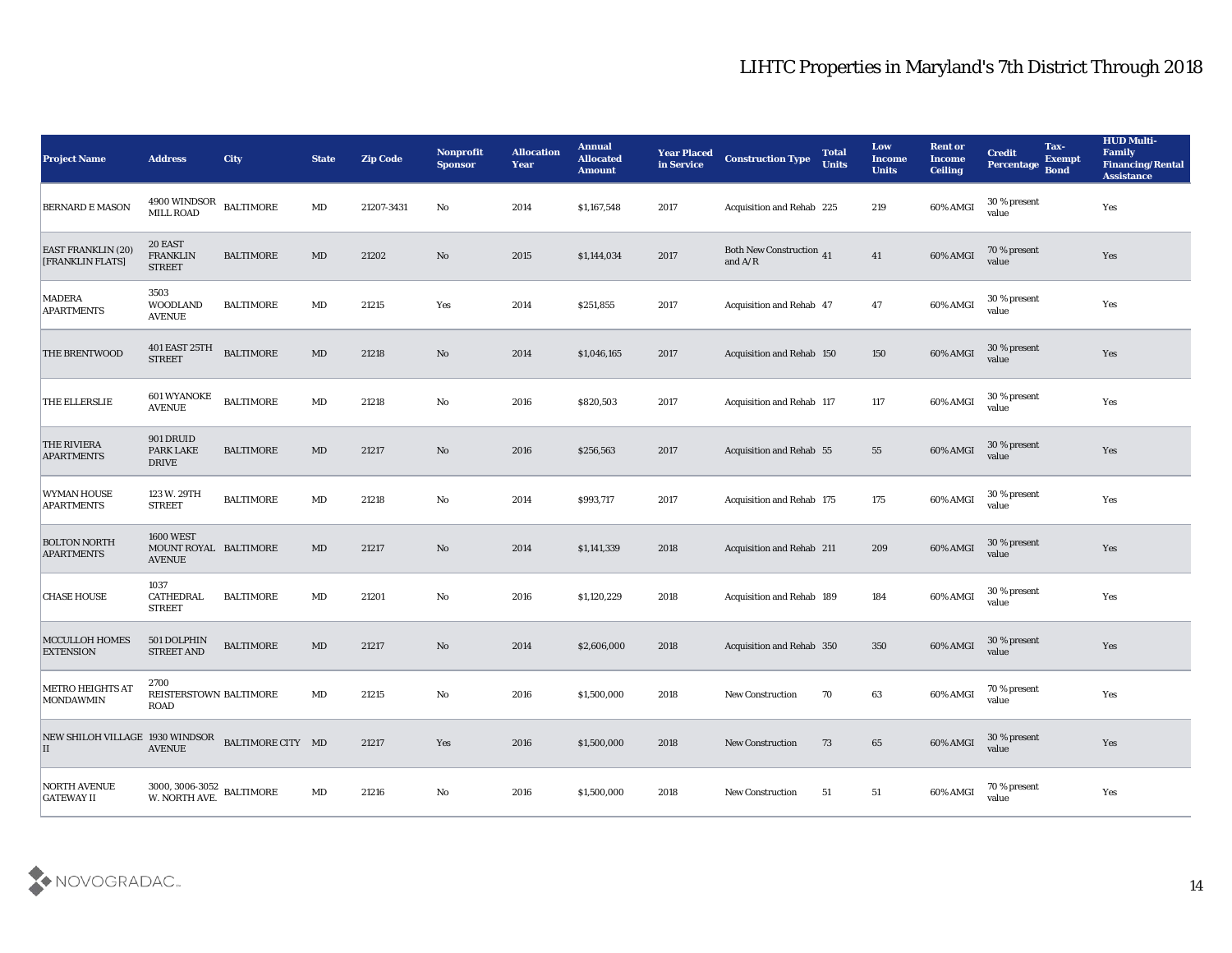# LIHTC Properties in Maryland's 7th District Through 2018

| Project Name | Address | City | State | Zip Code | Nonprofit Sponsor | Allocation Year | Annual Allocated Amount | Year Placed in Service | Construction Type | Total Units | Low Income Units | Rent or Income Ceiling | Credit Percentage | Tax-Exempt Bond | HUD Multi-Family Financing/Rental Assistance |
|---|---|---|---|---|---|---|---|---|---|---|---|---|---|---|---|
| BERNARD E MASON | 4900 WINDSOR MILL ROAD | BALTIMORE | MD | 21207-3431 | No | 2014 | $1,167,548 | 2017 | Acquisition and Rehab | 225 | 219 | 60% AMGI | 30 % present value | | Yes |
| EAST FRANKLIN (20) [FRANKLIN FLATS] | 20 EAST FRANKLIN STREET | BALTIMORE | MD | 21202 | No | 2015 | $1,144,034 | 2017 | Both New Construction and A/R | 41 | 41 | 60% AMGI | 70 % present value | | Yes |
| MADERA APARTMENTS | 3503 WOODLAND AVENUE | BALTIMORE | MD | 21215 | Yes | 2014 | $251,855 | 2017 | Acquisition and Rehab | 47 | 47 | 60% AMGI | 30 % present value | | Yes |
| THE BRENTWOOD | 401 EAST 25TH STREET | BALTIMORE | MD | 21218 | No | 2014 | $1,046,165 | 2017 | Acquisition and Rehab | 150 | 150 | 60% AMGI | 30 % present value | | Yes |
| THE ELLERSLIE | 601 WYANOKE AVENUE | BALTIMORE | MD | 21218 | No | 2016 | $820,503 | 2017 | Acquisition and Rehab | 117 | 117 | 60% AMGI | 30 % present value | | Yes |
| THE RIVIERA APARTMENTS | 901 DRUID PARK LAKE DRIVE | BALTIMORE | MD | 21217 | No | 2016 | $256,563 | 2017 | Acquisition and Rehab | 55 | 55 | 60% AMGI | 30 % present value | | Yes |
| WYMAN HOUSE APARTMENTS | 123 W. 29TH STREET | BALTIMORE | MD | 21218 | No | 2014 | $993,717 | 2017 | Acquisition and Rehab | 175 | 175 | 60% AMGI | 30 % present value | | Yes |
| BOLTON NORTH APARTMENTS | 1600 WEST MOUNT ROYAL AVENUE | BALTIMORE | MD | 21217 | No | 2014 | $1,141,339 | 2018 | Acquisition and Rehab | 211 | 209 | 60% AMGI | 30 % present value | | Yes |
| CHASE HOUSE | 1037 CATHEDRAL STREET | BALTIMORE | MD | 21201 | No | 2016 | $1,120,229 | 2018 | Acquisition and Rehab | 189 | 184 | 60% AMGI | 30 % present value | | Yes |
| MCCULLOH HOMES EXTENSION | 501 DOLPHIN STREET AND | BALTIMORE | MD | 21217 | No | 2014 | $2,606,000 | 2018 | Acquisition and Rehab | 350 | 350 | 60% AMGI | 30 % present value | | Yes |
| METRO HEIGHTS AT MONDAWMIN | 2700 REISTERSTOWN ROAD | BALTIMORE | MD | 21215 | No | 2016 | $1,500,000 | 2018 | New Construction | 70 | 63 | 60% AMGI | 70 % present value | | Yes |
| NEW SHILOH VILLAGE II | 1930 WINDSOR AVENUE | BALTIMORE CITY | MD | 21217 | Yes | 2016 | $1,500,000 | 2018 | New Construction | 73 | 65 | 60% AMGI | 30 % present value | | Yes |
| NORTH AVENUE GATEWAY II | 3000, 3006-3052 W. NORTH AVE. | BALTIMORE | MD | 21216 | No | 2016 | $1,500,000 | 2018 | New Construction | 51 | 51 | 60% AMGI | 70 % present value | | Yes |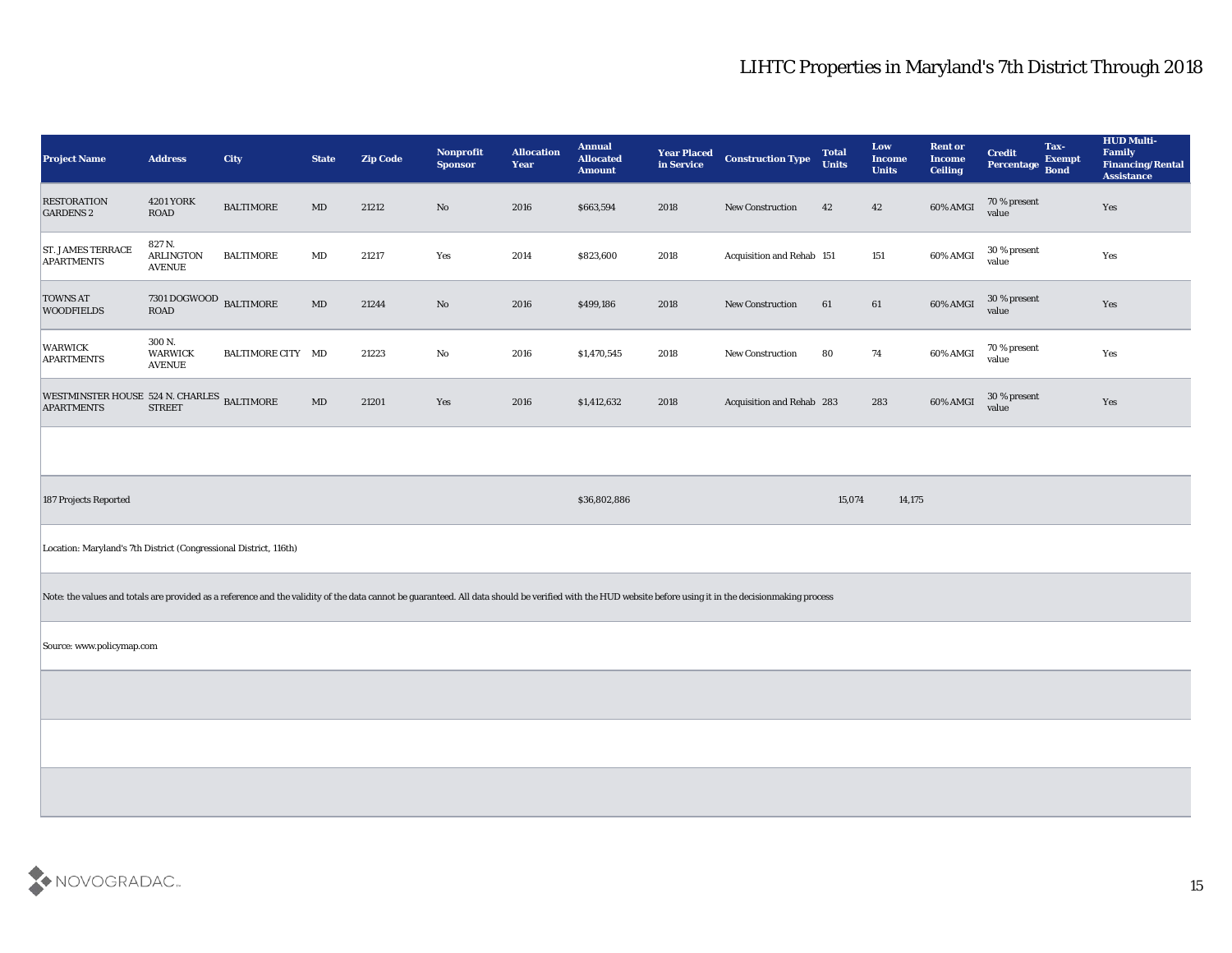# LIHTC Properties in Maryland's 7th District Through 2018

| Project Name | Address | City | State | Zip Code | Nonprofit Sponsor | Allocation Year | Annual Allocated Amount | Year Placed in Service | Construction Type | Total Units | Low Income Units | Rent or Income Ceiling | Credit Percentage | Tax-Exempt Bond | HUD Multi-Family Financing/Rental Assistance |
|---|---|---|---|---|---|---|---|---|---|---|---|---|---|---|---|
| RESTORATION GARDENS 2 | 4201 YORK ROAD | BALTIMORE | MD | 21212 | No | 2016 | $663,594 | 2018 | New Construction | 42 | 42 | 60% AMGI | 70 % present value | | Yes |
| ST. JAMES TERRACE APARTMENTS | 827 N. ARLINGTON AVENUE | BALTIMORE | MD | 21217 | Yes | 2014 | $823,600 | 2018 | Acquisition and Rehab | 151 | 151 | 60% AMGI | 30 % present value | | Yes |
| TOWNS AT WOODFIELDS | 7301 DOGWOOD ROAD | BALTIMORE | MD | 21244 | No | 2016 | $499,186 | 2018 | New Construction | 61 | 61 | 60% AMGI | 30 % present value | | Yes |
| WARWICK APARTMENTS | 300 N. WARWICK AVENUE | BALTIMORE CITY | MD | 21223 | No | 2016 | $1,470,545 | 2018 | New Construction | 80 | 74 | 60% AMGI | 70 % present value | | Yes |
| WESTMINSTER HOUSE APARTMENTS | 524 N. CHARLES STREET | BALTIMORE | MD | 21201 | Yes | 2016 | $1,412,632 | 2018 | Acquisition and Rehab | 283 | 283 | 60% AMGI | 30 % present value | | Yes |
| | | | | | | | | | | | | | | | |
| 187 Projects Reported | | | | | | | $36,802,886 | | | 15,074 | 14,175 | | | | |

Location: Maryland's 7th District (Congressional District, 116th)

Note: the values and totals are provided as a reference and the validity of the data cannot be guaranteed. All data should be verified with the HUD website before using it in the decisionmaking process

Source: www.policymap.com